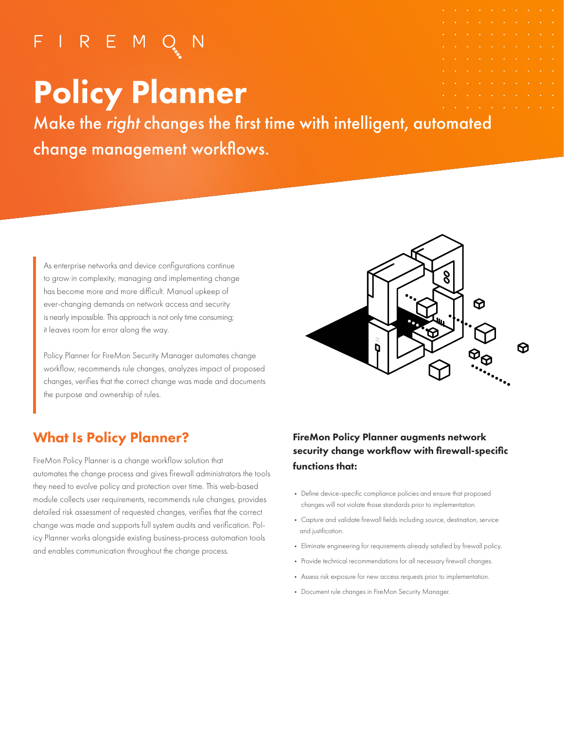FIREMON

# Policy Planner

Make the *right* changes the first time with intelligent, automated change management workflows.

As enterprise networks and device configurations continue to grow in complexity, managing and implementing change has become more and more difficult. Manual upkeep of ever-changing demands on network access and security is nearly impossible. This approach is not only time consuming; it leaves room for error along the way.

Policy Planner for FireMon Security Manager automates change workflow, recommends rule changes, analyzes impact of proposed changes, verifies that the correct change was made and documents the purpose and ownership of rules.

## What Is Policy Planner?

FireMon Policy Planner is a change workflow solution that automates the change process and gives firewall administrators the tools they need to evolve policy and protection over time. This web-based module collects user requirements, recommends rule changes, provides detailed risk assessment of requested changes, verifies that the correct change was made and supports full system audits and verification. Policy Planner works alongside existing business-process automation tools and enables communication throughout the change process.

**FireMon Policy Planner augments network security change workflow with firewall-specific functions that:**

- Define device-specific compliance policies and ensure that proposed changes will not violate those standards prior to implementation.
- Capture and validate firewall fields including source, destination, service and justification.
- Eliminate engineering for requirements already satisfied by firewall policy.
- Provide technical recommendations for all necessary firewall changes.
- Assess risk exposure for new access requests prior to implementation.
- Document rule changes in FireMon Security Manager.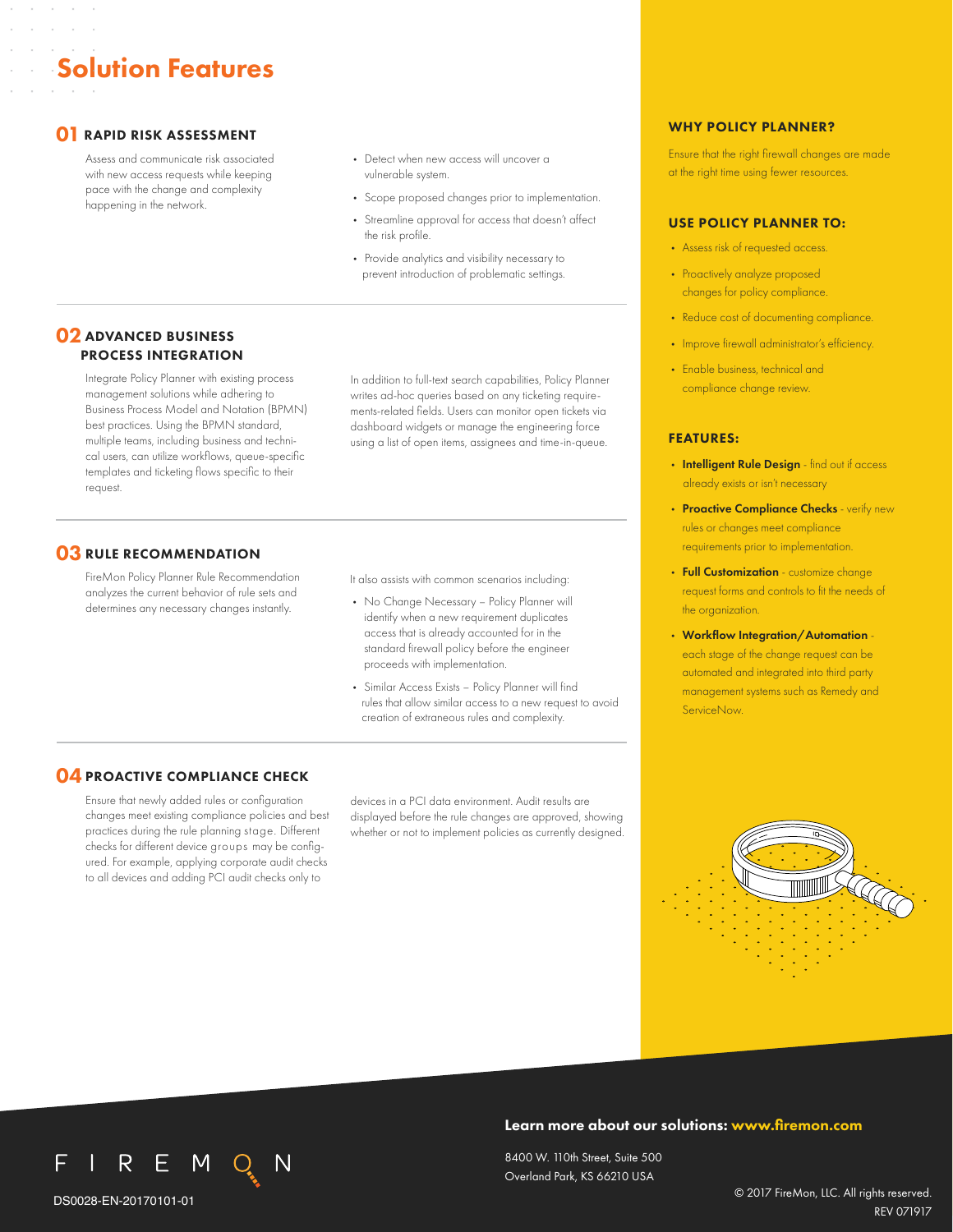# Solution Features

## 01 RAPID RISK ASSESSMENT

Assess and communicate risk associated with new access requests while keeping pace with the change and complexity happening in the network.

- Detect when new access will uncover a vulnerable system.
- Scope proposed changes prior to implementation.
- Streamline approval for access that doesn't affect the risk profile.
- Provide analytics and visibility necessary to prevent introduction of problematic settings.

## 02 ADVANCED BUSINESS PROCESS INTEGRATION

Integrate Policy Planner with existing process management solutions while adhering to Business Process Model and Notation (BPMN) best practices. Using the BPMN standard, multiple teams, including business and technical users, can utilize workflows, queue-specific templates and ticketing flows specific to their request.

In addition to full-text search capabilities, Policy Planner writes ad-hoc queries based on any ticketing requirements-related fields. Users can monitor open tickets via dashboard widgets or manage the engineering force using a list of open items, assignees and time-in-queue.

## 03 RULE RECOMMENDATION

FireMon Policy Planner Rule Recommendation analyzes the current behavior of rule sets and determines any necessary changes instantly.

It also assists with common scenarios including:

- No Change Necessary – Policy Planner will identify when a new requirement duplicates access that is already accounted for in the standard firewall policy before the engineer proceeds with implementation.
- Similar Access Exists – Policy Planner will find rules that allow similar access to a new request to avoid creation of extraneous rules and complexity.

## 04 PROACTIVE COMPLIANCE CHECK

Ensure that newly added rules or configuration changes meet existing compliance policies and best practices during the rule planning stage. Different checks for different device groups may be configured. For example, applying corporate audit checks to all devices and adding PCI audit checks only to devices in a PCI data environment. Audit results are displayed before the rule changes are approved, showing whether or not to implement policies as currently designed.

### WHY POLICY PLANNER?

Ensure that the right firewall changes are made at the right time using fewer resources.

### USE POLICY PLANNER TO:

- Assess risk of requested access.
- Proactively analyze proposed changes for policy compliance.
- Reduce cost of documenting compliance.
- Improve firewall administrator's efficiency.
- Enable business, technical and compliance change review.

### FEATURES:

- **Intelligent Rule Design** - find out if access already exists or isn't necessary
- **Proactive Compliance Checks** - verify new rules or changes meet compliance requirements prior to implementation.
- **Full Customization** - customize change request forms and controls to fit the needs of the organization.
- **Workflow Integration/Automation** - each stage of the change request can be automated and integrated into third party management systems such as Remedy and ServiceNow.

**Learn more about our solutions: www.firemon.com**

8400 W. 110th Street, Suite 500
Overland Park, KS 66210 USA

FIREMON

DS0028-EN-20170101-01

© 2017 FireMon, LLC. All rights reserved.
REV 071917